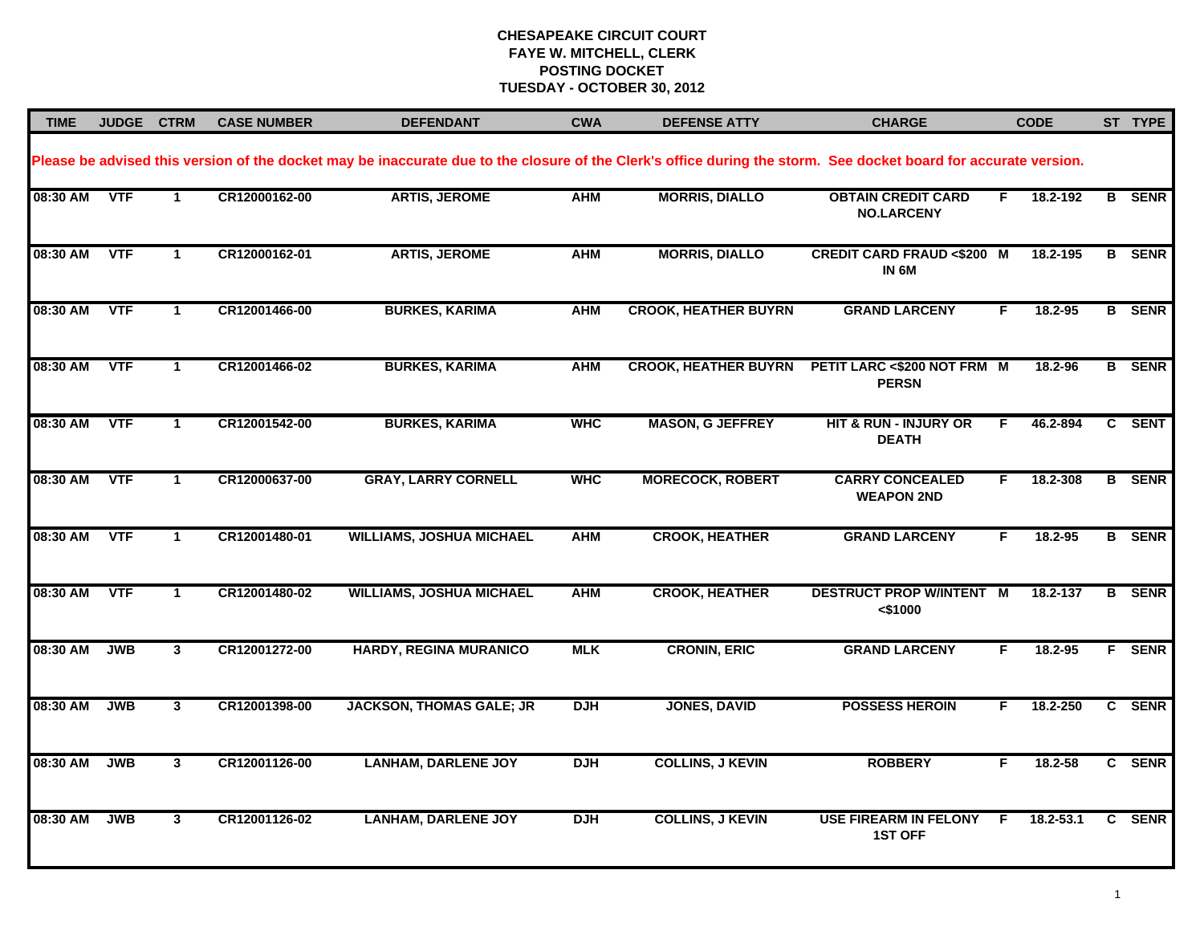# CHESAPEAKE CIRCUIT COURT
## FAYE W. MITCHELL, CLERK
## POSTING DOCKET
## TUESDAY - OCTOBER 30, 2012

| TIME | JUDGE | CTRM | CASE NUMBER | DEFENDANT | CWA | DEFENSE ATTY | CHARGE | | CODE | ST | TYPE |
|---|---|---|---|---|---|---|---|---|---|---|---|
| Please be advised this version of the docket may be inaccurate due to the closure of the Clerk's office during the storm. See docket board for accurate version. | | | | | | | | | | | |
| 08:30 AM | VTF | 1 | CR12000162-00 | ARTIS, JEROME | AHM | MORRIS, DIALLO | OBTAIN CREDIT CARD NO.LARCENY | F | 18.2-192 | B | SENR |
| 08:30 AM | VTF | 1 | CR12000162-01 | ARTIS, JEROME | AHM | MORRIS, DIALLO | CREDIT CARD FRAUD <$200 IN 6M | M | 18.2-195 | B | SENR |
| 08:30 AM | VTF | 1 | CR12001466-00 | BURKES, KARIMA | AHM | CROOK, HEATHER BUYRN | GRAND LARCENY | F | 18.2-95 | B | SENR |
| 08:30 AM | VTF | 1 | CR12001466-02 | BURKES, KARIMA | AHM | CROOK, HEATHER BUYRN | PETIT LARC <$200 NOT FRM PERSN | M | 18.2-96 | B | SENR |
| 08:30 AM | VTF | 1 | CR12001542-00 | BURKES, KARIMA | WHC | MASON, G JEFFREY | HIT & RUN - INJURY OR DEATH | F | 46.2-894 | C | SENT |
| 08:30 AM | VTF | 1 | CR12000637-00 | GRAY, LARRY CORNELL | WHC | MORECOCK, ROBERT | CARRY CONCEALED WEAPON 2ND | F | 18.2-308 | B | SENR |
| 08:30 AM | VTF | 1 | CR12001480-01 | WILLIAMS, JOSHUA MICHAEL | AHM | CROOK, HEATHER | GRAND LARCENY | F | 18.2-95 | B | SENR |
| 08:30 AM | VTF | 1 | CR12001480-02 | WILLIAMS, JOSHUA MICHAEL | AHM | CROOK, HEATHER | DESTRUCT PROP W/INTENT <$1000 | M | 18.2-137 | B | SENR |
| 08:30 AM | JWB | 3 | CR12001272-00 | HARDY, REGINA MURANICO | MLK | CRONIN, ERIC | GRAND LARCENY | F | 18.2-95 | F | SENR |
| 08:30 AM | JWB | 3 | CR12001398-00 | JACKSON, THOMAS GALE; JR | DJH | JONES, DAVID | POSSESS HEROIN | F | 18.2-250 | C | SENR |
| 08:30 AM | JWB | 3 | CR12001126-00 | LANHAM, DARLENE JOY | DJH | COLLINS, J KEVIN | ROBBERY | F | 18.2-58 | C | SENR |
| 08:30 AM | JWB | 3 | CR12001126-02 | LANHAM, DARLENE JOY | DJH | COLLINS, J KEVIN | USE FIREARM IN FELONY 1ST OFF | F | 18.2-53.1 | C | SENR |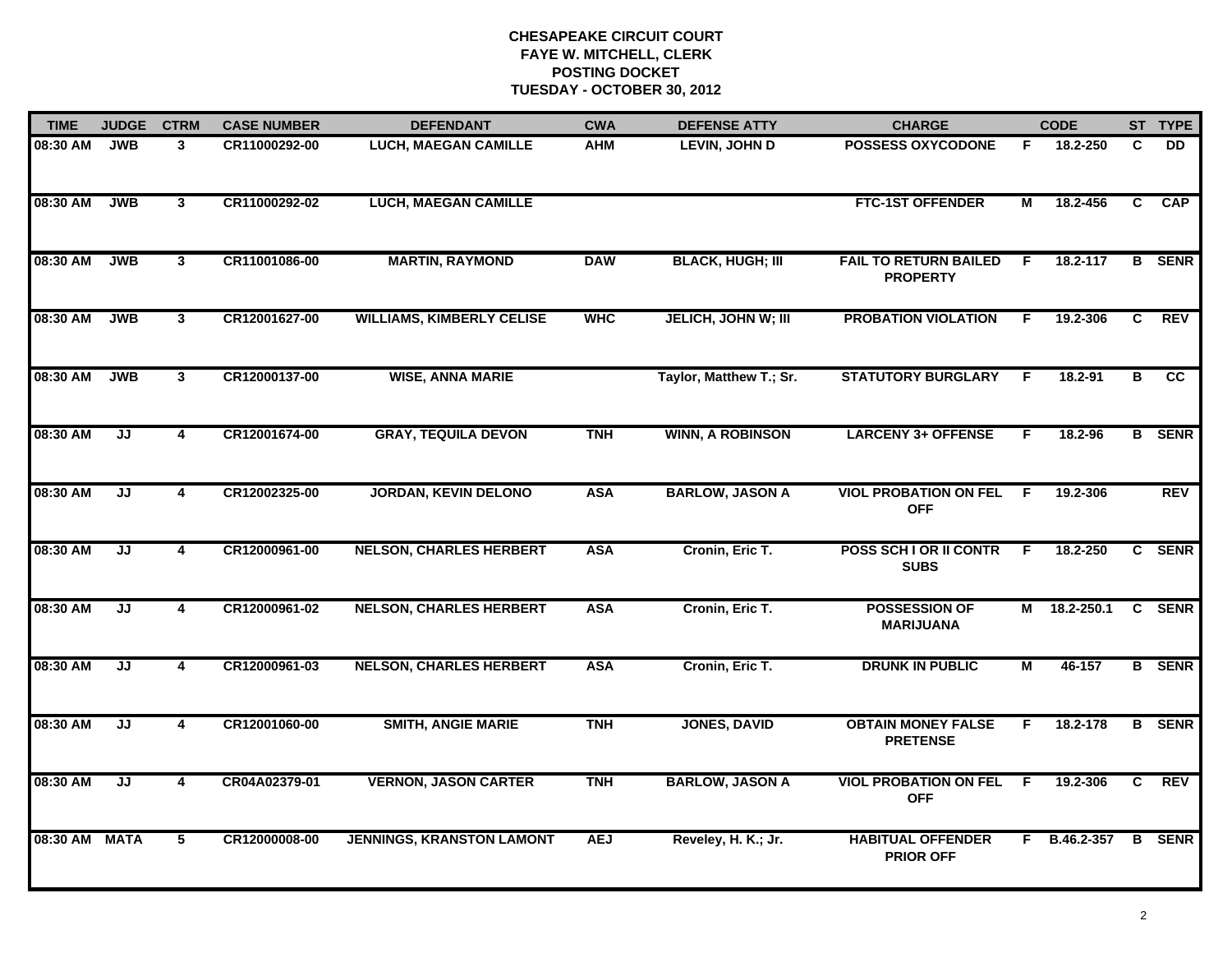**CHESAPEAKE CIRCUIT COURT**
**FAYE W. MITCHELL, CLERK**
**POSTING DOCKET**
**TUESDAY - OCTOBER 30, 2012**

| TIME | JUDGE | CTRM | CASE NUMBER | DEFENDANT | CWA | DEFENSE ATTY | CHARGE | | CODE | ST | TYPE |
|---|---|---|---|---|---|---|---|---|---|---|---|
| 08:30 AM | JWB | 3 | CR11000292-00 | LUCH, MAEGAN CAMILLE | AHM | LEVIN, JOHN D | POSSESS OXYCODONE | F | 18.2-250 | C | DD |
| 08:30 AM | JWB | 3 | CR11000292-02 | LUCH, MAEGAN CAMILLE | | | FTC-1ST OFFENDER | M | 18.2-456 | C | CAP |
| 08:30 AM | JWB | 3 | CR11001086-00 | MARTIN, RAYMOND | DAW | BLACK, HUGH; III | FAIL TO RETURN BAILED PROPERTY | F | 18.2-117 | B | SENR |
| 08:30 AM | JWB | 3 | CR12001627-00 | WILLIAMS, KIMBERLY CELISE | WHC | JELICH, JOHN W; III | PROBATION VIOLATION | F | 19.2-306 | C | REV |
| 08:30 AM | JWB | 3 | CR12000137-00 | WISE, ANNA MARIE | | Taylor, Matthew T.; Sr. | STATUTORY BURGLARY | F | 18.2-91 | B | CC |
| 08:30 AM | JJ | 4 | CR12001674-00 | GRAY, TEQUILA DEVON | TNH | WINN, A ROBINSON | LARCENY 3+ OFFENSE | F | 18.2-96 | B | SENR |
| 08:30 AM | JJ | 4 | CR12002325-00 | JORDAN, KEVIN DELONO | ASA | BARLOW, JASON A | VIOL PROBATION ON FEL OFF | F | 19.2-306 | | REV |
| 08:30 AM | JJ | 4 | CR12000961-00 | NELSON, CHARLES HERBERT | ASA | Cronin, Eric T. | POSS SCH I OR II CONTR SUBS | F | 18.2-250 | C | SENR |
| 08:30 AM | JJ | 4 | CR12000961-02 | NELSON, CHARLES HERBERT | ASA | Cronin, Eric T. | POSSESSION OF MARIJUANA | M | 18.2-250.1 | C | SENR |
| 08:30 AM | JJ | 4 | CR12000961-03 | NELSON, CHARLES HERBERT | ASA | Cronin, Eric T. | DRUNK IN PUBLIC | M | 46-157 | B | SENR |
| 08:30 AM | JJ | 4 | CR12001060-00 | SMITH, ANGIE MARIE | TNH | JONES, DAVID | OBTAIN MONEY FALSE PRETENSE | F | 18.2-178 | B | SENR |
| 08:30 AM | JJ | 4 | CR04A02379-01 | VERNON, JASON CARTER | TNH | BARLOW, JASON A | VIOL PROBATION ON FEL OFF | F | 19.2-306 | C | REV |
| 08:30 AM | MATA | 5 | CR12000008-00 | JENNINGS, KRANSTON LAMONT | AEJ | Reveley, H. K.; Jr. | HABITUAL OFFENDER PRIOR OFF | F | B.46.2-357 | B | SENR |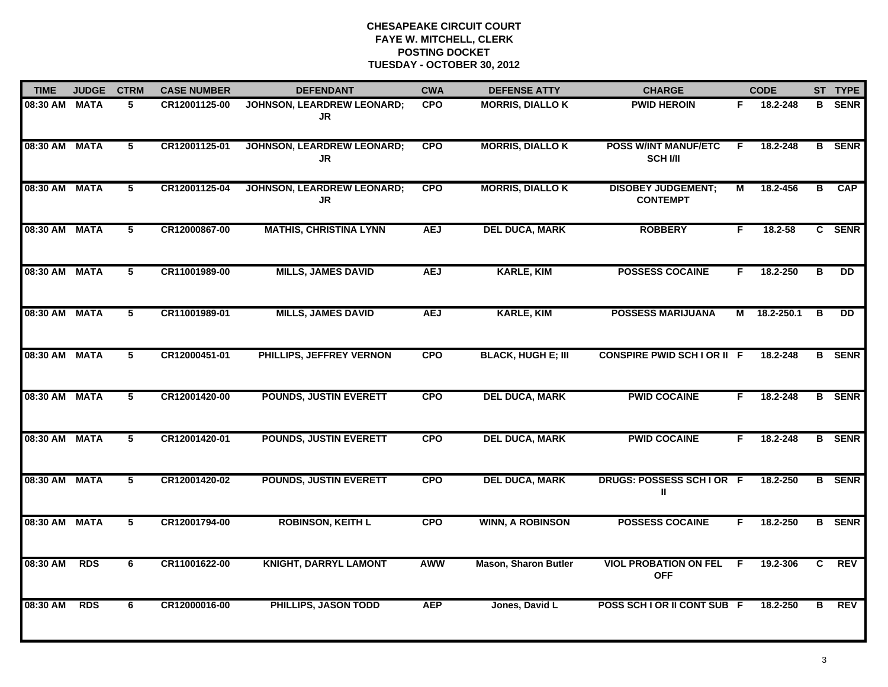# CHESAPEAKE CIRCUIT COURT
## FAYE W. MITCHELL, CLERK
## POSTING DOCKET
## TUESDAY - OCTOBER 30, 2012

| TIME | JUDGE | CTRM | CASE NUMBER | DEFENDANT | CWA | DEFENSE ATTY | CHARGE | | CODE | ST | TYPE |
|---|---|---|---|---|---|---|---|---|---|---|---|
| 08:30 AM | MATA | 5 | CR12001125-00 | JOHNSON, LEARDREW LEONARD; JR | CPO | MORRIS, DIALLO K | PWID HEROIN | F | 18.2-248 | B | SENR |
| 08:30 AM | MATA | 5 | CR12001125-01 | JOHNSON, LEARDREW LEONARD; JR | CPO | MORRIS, DIALLO K | POSS W/INT MANUF/ETC SCH I/II | F | 18.2-248 | B | SENR |
| 08:30 AM | MATA | 5 | CR12001125-04 | JOHNSON, LEARDREW LEONARD; JR | CPO | MORRIS, DIALLO K | DISOBEY JUDGEMENT; CONTEMPT | M | 18.2-456 | B | CAP |
| 08:30 AM | MATA | 5 | CR12000867-00 | MATHIS, CHRISTINA LYNN | AEJ | DEL DUCA, MARK | ROBBERY | F | 18.2-58 | C | SENR |
| 08:30 AM | MATA | 5 | CR11001989-00 | MILLS, JAMES DAVID | AEJ | KARLE, KIM | POSSESS COCAINE | F | 18.2-250 | B | DD |
| 08:30 AM | MATA | 5 | CR11001989-01 | MILLS, JAMES DAVID | AEJ | KARLE, KIM | POSSESS MARIJUANA | M | 18.2-250.1 | B | DD |
| 08:30 AM | MATA | 5 | CR12000451-01 | PHILLIPS, JEFFREY VERNON | CPO | BLACK, HUGH E; III | CONSPIRE PWID SCH I OR II | F | 18.2-248 | B | SENR |
| 08:30 AM | MATA | 5 | CR12001420-00 | POUNDS, JUSTIN EVERETT | CPO | DEL DUCA, MARK | PWID COCAINE | F | 18.2-248 | B | SENR |
| 08:30 AM | MATA | 5 | CR12001420-01 | POUNDS, JUSTIN EVERETT | CPO | DEL DUCA, MARK | PWID COCAINE | F | 18.2-248 | B | SENR |
| 08:30 AM | MATA | 5 | CR12001420-02 | POUNDS, JUSTIN EVERETT | CPO | DEL DUCA, MARK | DRUGS: POSSESS SCH I OR II | F | 18.2-250 | B | SENR |
| 08:30 AM | MATA | 5 | CR12001794-00 | ROBINSON, KEITH L | CPO | WINN, A ROBINSON | POSSESS COCAINE | F | 18.2-250 | B | SENR |
| 08:30 AM | RDS | 6 | CR11001622-00 | KNIGHT, DARRYL LAMONT | AWW | Mason, Sharon Butler | VIOL PROBATION ON FEL OFF | F | 19.2-306 | C | REV |
| 08:30 AM | RDS | 6 | CR12000016-00 | PHILLIPS, JASON TODD | AEP | Jones, David L | POSS SCH I OR II CONT SUB | F | 18.2-250 | B | REV |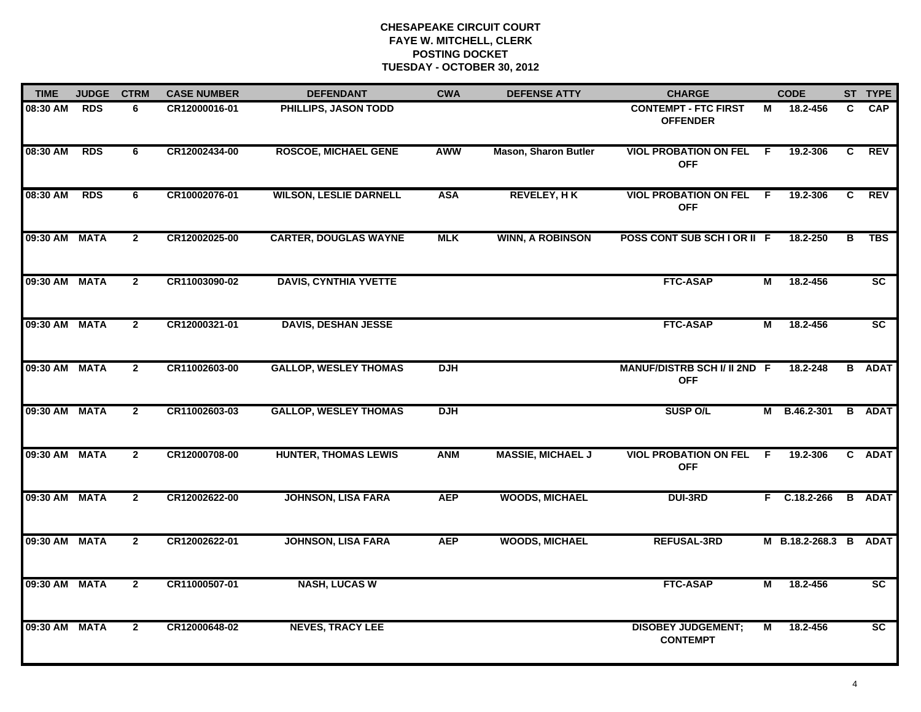**CHESAPEAKE CIRCUIT COURT**
**FAYE W. MITCHELL, CLERK**
**POSTING DOCKET**
**TUESDAY - OCTOBER 30, 2012**

| TIME | JUDGE | CTRM | CASE NUMBER | DEFENDANT | CWA | DEFENSE ATTY | CHARGE | | CODE | ST | TYPE |
|---|---|---|---|---|---|---|---|---|---|---|---|
| 08:30 AM | RDS | 6 | CR12000016-01 | PHILLIPS, JASON TODD | | | CONTEMPT - FTC FIRST OFFENDER | M | 18.2-456 | C | CAP |
| 08:30 AM | RDS | 6 | CR12002434-00 | ROSCOE, MICHAEL GENE | AWW | Mason, Sharon Butler | VIOL PROBATION ON FEL OFF | F | 19.2-306 | C | REV |
| 08:30 AM | RDS | 6 | CR10002076-01 | WILSON, LESLIE DARNELL | ASA | REVELEY, H K | VIOL PROBATION ON FEL OFF | F | 19.2-306 | C | REV |
| 09:30 AM | MATA | 2 | CR12002025-00 | CARTER, DOUGLAS WAYNE | MLK | WINN, A ROBINSON | POSS CONT SUB SCH I OR II | F | 18.2-250 | B | TBS |
| 09:30 AM | MATA | 2 | CR11003090-02 | DAVIS, CYNTHIA YVETTE | | | FTC-ASAP | M | 18.2-456 | | SC |
| 09:30 AM | MATA | 2 | CR12000321-01 | DAVIS, DESHAN JESSE | | | FTC-ASAP | M | 18.2-456 | | SC |
| 09:30 AM | MATA | 2 | CR11002603-00 | GALLOP, WESLEY THOMAS | DJH | | MANUF/DISTRB SCH I/ II 2ND OFF | F | 18.2-248 | B | ADAT |
| 09:30 AM | MATA | 2 | CR11002603-03 | GALLOP, WESLEY THOMAS | DJH | | SUSP O/L | M | B.46.2-301 | B | ADAT |
| 09:30 AM | MATA | 2 | CR12000708-00 | HUNTER, THOMAS LEWIS | ANM | MASSIE, MICHAEL J | VIOL PROBATION ON FEL OFF | F | 19.2-306 | C | ADAT |
| 09:30 AM | MATA | 2 | CR12002622-00 | JOHNSON, LISA FARA | AEP | WOODS, MICHAEL | DUI-3RD | F | C.18.2-266 | B | ADAT |
| 09:30 AM | MATA | 2 | CR12002622-01 | JOHNSON, LISA FARA | AEP | WOODS, MICHAEL | REFUSAL-3RD | M | B.18.2-268.3 | B | ADAT |
| 09:30 AM | MATA | 2 | CR11000507-01 | NASH, LUCAS W | | | FTC-ASAP | M | 18.2-456 | | SC |
| 09:30 AM | MATA | 2 | CR12000648-02 | NEVES, TRACY LEE | | | DISOBEY JUDGEMENT; CONTEMPT | M | 18.2-456 | | SC |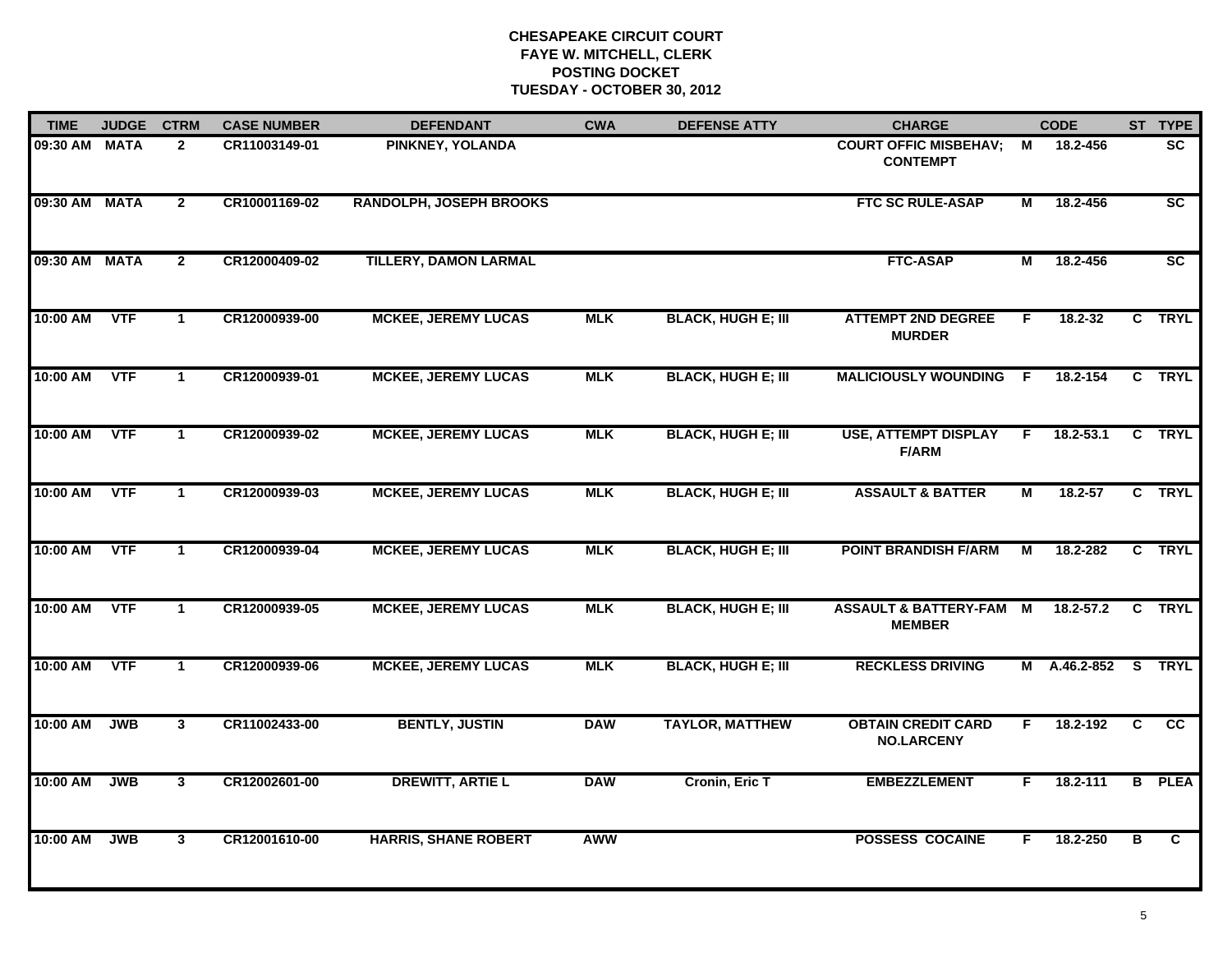# CHESAPEAKE CIRCUIT COURT
## FAYE W. MITCHELL, CLERK
## POSTING DOCKET
## TUESDAY - OCTOBER 30, 2012

| TIME | JUDGE | CTRM | CASE NUMBER | DEFENDANT | CWA | DEFENSE ATTY | CHARGE | | CODE | ST | TYPE |
|---|---|---|---|---|---|---|---|---|---|---|---|
| 09:30 AM | MATA | 2 | CR11003149-01 | PINKNEY, YOLANDA | | | COURT OFFIC MISBEHAV; CONTEMPT | M | 18.2-456 | | SC |
| 09:30 AM | MATA | 2 | CR10001169-02 | RANDOLPH, JOSEPH BROOKS | | | FTC SC RULE-ASAP | M | 18.2-456 | | SC |
| 09:30 AM | MATA | 2 | CR12000409-02 | TILLERY, DAMON LARMAL | | | FTC-ASAP | M | 18.2-456 | | SC |
| 10:00 AM | VTF | 1 | CR12000939-00 | MCKEE, JEREMY LUCAS | MLK | BLACK, HUGH E; III | ATTEMPT 2ND DEGREE MURDER | F | 18.2-32 | C | TRYL |
| 10:00 AM | VTF | 1 | CR12000939-01 | MCKEE, JEREMY LUCAS | MLK | BLACK, HUGH E; III | MALICIOUSLY WOUNDING | F | 18.2-154 | C | TRYL |
| 10:00 AM | VTF | 1 | CR12000939-02 | MCKEE, JEREMY LUCAS | MLK | BLACK, HUGH E; III | USE, ATTEMPT DISPLAY F/ARM | F | 18.2-53.1 | C | TRYL |
| 10:00 AM | VTF | 1 | CR12000939-03 | MCKEE, JEREMY LUCAS | MLK | BLACK, HUGH E; III | ASSAULT & BATTER | M | 18.2-57 | C | TRYL |
| 10:00 AM | VTF | 1 | CR12000939-04 | MCKEE, JEREMY LUCAS | MLK | BLACK, HUGH E; III | POINT BRANDISH F/ARM | M | 18.2-282 | C | TRYL |
| 10:00 AM | VTF | 1 | CR12000939-05 | MCKEE, JEREMY LUCAS | MLK | BLACK, HUGH E; III | ASSAULT & BATTERY-FAM MEMBER | M | 18.2-57.2 | C | TRYL |
| 10:00 AM | VTF | 1 | CR12000939-06 | MCKEE, JEREMY LUCAS | MLK | BLACK, HUGH E; III | RECKLESS DRIVING | M | A.46.2-852 | S | TRYL |
| 10:00 AM | JWB | 3 | CR11002433-00 | BENTLY, JUSTIN | DAW | TAYLOR, MATTHEW | OBTAIN CREDIT CARD NO.LARCENY | F | 18.2-192 | C | CC |
| 10:00 AM | JWB | 3 | CR12002601-00 | DREWITT, ARTIE L | DAW | Cronin, Eric T | EMBEZZLEMENT | F | 18.2-111 | B | PLEA |
| 10:00 AM | JWB | 3 | CR12001610-00 | HARRIS, SHANE ROBERT | AWW | | POSSESS COCAINE | F | 18.2-250 | B | C |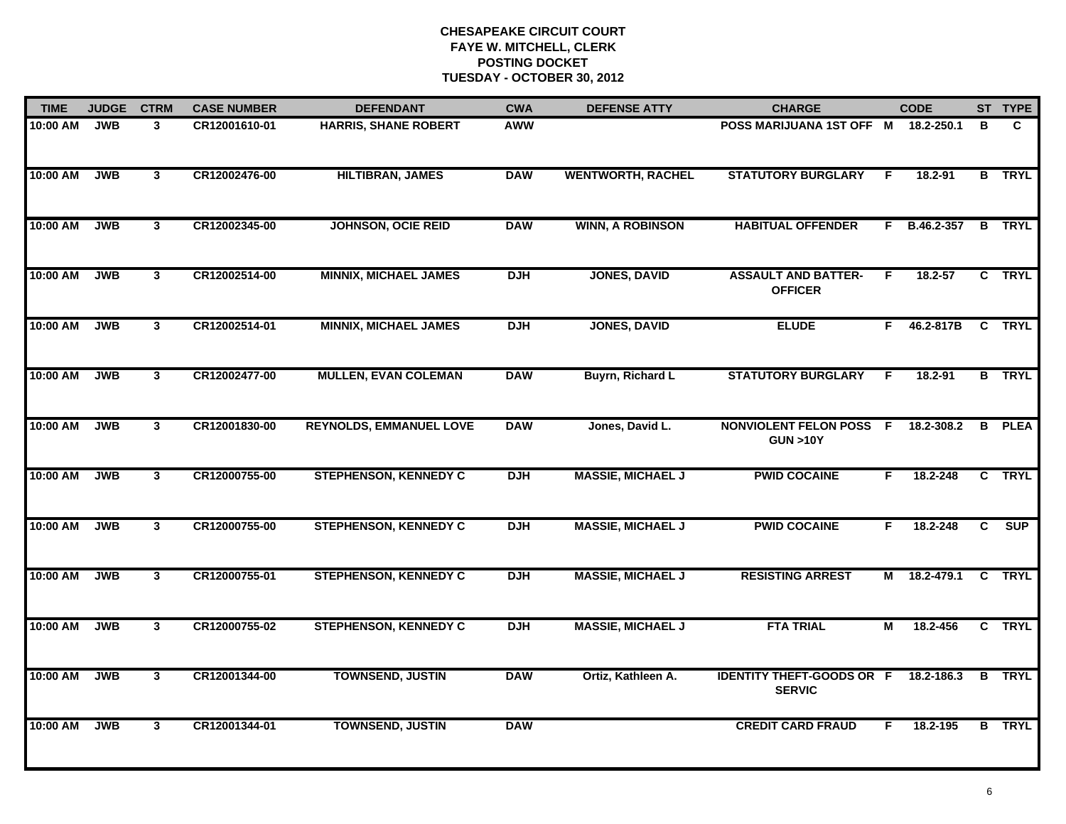**CHESAPEAKE CIRCUIT COURT**
**FAYE W. MITCHELL, CLERK**
**POSTING DOCKET**
**TUESDAY - OCTOBER 30, 2012**

| TIME | JUDGE | CTRM | CASE NUMBER | DEFENDANT | CWA | DEFENSE ATTY | CHARGE | | CODE | ST | TYPE |
|---|---|---|---|---|---|---|---|---|---|---|---|
| 10:00 AM | JWB | 3 | CR12001610-01 | HARRIS, SHANE ROBERT | AWW | | POSS MARIJUANA 1ST OFF | M | 18.2-250.1 | B | C |
| 10:00 AM | JWB | 3 | CR12002476-00 | HILTIBRAN, JAMES | DAW | WENTWORTH, RACHEL | STATUTORY BURGLARY | F | 18.2-91 | B | TRYL |
| 10:00 AM | JWB | 3 | CR12002345-00 | JOHNSON, OCIE REID | DAW | WINN, A ROBINSON | HABITUAL OFFENDER | F | B.46.2-357 | B | TRYL |
| 10:00 AM | JWB | 3 | CR12002514-00 | MINNIX, MICHAEL JAMES | DJH | JONES, DAVID | ASSAULT AND BATTER-OFFICER | F | 18.2-57 | C | TRYL |
| 10:00 AM | JWB | 3 | CR12002514-01 | MINNIX, MICHAEL JAMES | DJH | JONES, DAVID | ELUDE | F | 46.2-817B | C | TRYL |
| 10:00 AM | JWB | 3 | CR12002477-00 | MULLEN, EVAN COLEMAN | DAW | Buyrn, Richard L | STATUTORY BURGLARY | F | 18.2-91 | B | TRYL |
| 10:00 AM | JWB | 3 | CR12001830-00 | REYNOLDS, EMMANUEL LOVE | DAW | Jones, David L. | NONVIOLENT FELON POSS GUN >10Y | F | 18.2-308.2 | B | PLEA |
| 10:00 AM | JWB | 3 | CR12000755-00 | STEPHENSON, KENNEDY C | DJH | MASSIE, MICHAEL J | PWID COCAINE | F | 18.2-248 | C | TRYL |
| 10:00 AM | JWB | 3 | CR12000755-00 | STEPHENSON, KENNEDY C | DJH | MASSIE, MICHAEL J | PWID COCAINE | F | 18.2-248 | C | SUP |
| 10:00 AM | JWB | 3 | CR12000755-01 | STEPHENSON, KENNEDY C | DJH | MASSIE, MICHAEL J | RESISTING ARREST | M | 18.2-479.1 | C | TRYL |
| 10:00 AM | JWB | 3 | CR12000755-02 | STEPHENSON, KENNEDY C | DJH | MASSIE, MICHAEL J | FTA TRIAL | M | 18.2-456 | C | TRYL |
| 10:00 AM | JWB | 3 | CR12001344-00 | TOWNSEND, JUSTIN | DAW | Ortiz, Kathleen A. | IDENTITY THEFT-GOODS OR SERVIC | F | 18.2-186.3 | B | TRYL |
| 10:00 AM | JWB | 3 | CR12001344-01 | TOWNSEND, JUSTIN | DAW | | CREDIT CARD FRAUD | F | 18.2-195 | B | TRYL |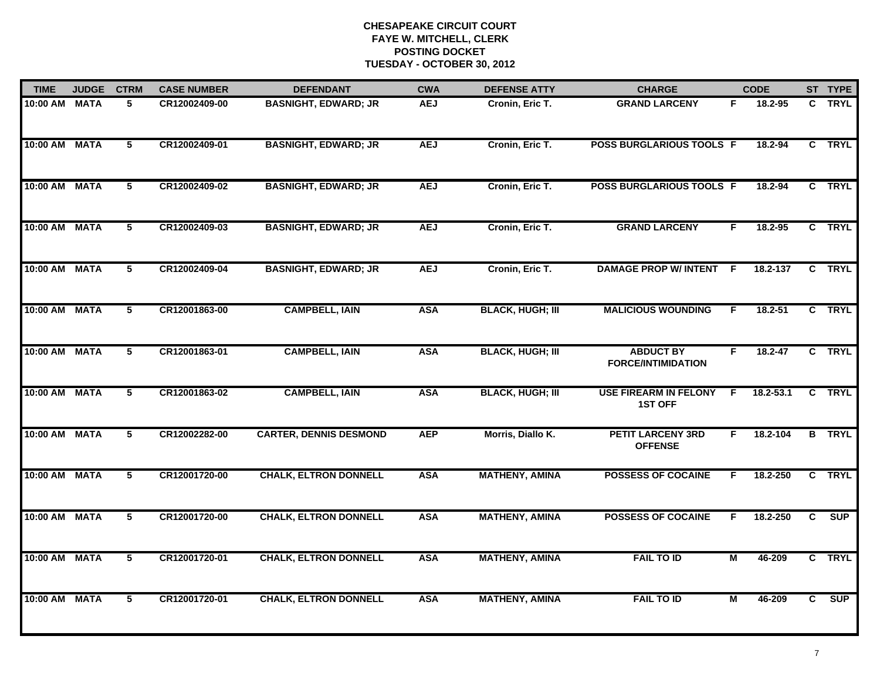**CHESAPEAKE CIRCUIT COURT**
**FAYE W. MITCHELL, CLERK**
**POSTING DOCKET**
**TUESDAY - OCTOBER 30, 2012**

| TIME | JUDGE | CTRM | CASE NUMBER | DEFENDANT | CWA | DEFENSE ATTY | CHARGE | | CODE | ST | TYPE |
|---|---|---|---|---|---|---|---|---|---|---|---|
| 10:00 AM | MATA | 5 | CR12002409-00 | BASNIGHT, EDWARD; JR | AEJ | Cronin, Eric T. | GRAND LARCENY | F | 18.2-95 | C | TRYL |
| 10:00 AM | MATA | 5 | CR12002409-01 | BASNIGHT, EDWARD; JR | AEJ | Cronin, Eric T. | POSS BURGLARIOUS TOOLS | F | 18.2-94 | C | TRYL |
| 10:00 AM | MATA | 5 | CR12002409-02 | BASNIGHT, EDWARD; JR | AEJ | Cronin, Eric T. | POSS BURGLARIOUS TOOLS | F | 18.2-94 | C | TRYL |
| 10:00 AM | MATA | 5 | CR12002409-03 | BASNIGHT, EDWARD; JR | AEJ | Cronin, Eric T. | GRAND LARCENY | F | 18.2-95 | C | TRYL |
| 10:00 AM | MATA | 5 | CR12002409-04 | BASNIGHT, EDWARD; JR | AEJ | Cronin, Eric T. | DAMAGE PROP W/ INTENT | F | 18.2-137 | C | TRYL |
| 10:00 AM | MATA | 5 | CR12001863-00 | CAMPBELL, IAIN | ASA | BLACK, HUGH; III | MALICIOUS WOUNDING | F | 18.2-51 | C | TRYL |
| 10:00 AM | MATA | 5 | CR12001863-01 | CAMPBELL, IAIN | ASA | BLACK, HUGH; III | ABDUCT BY FORCE/INTIMIDATION | F | 18.2-47 | C | TRYL |
| 10:00 AM | MATA | 5 | CR12001863-02 | CAMPBELL, IAIN | ASA | BLACK, HUGH; III | USE FIREARM IN FELONY 1ST OFF | F | 18.2-53.1 | C | TRYL |
| 10:00 AM | MATA | 5 | CR12002282-00 | CARTER, DENNIS DESMOND | AEP | Morris, Diallo K. | PETIT LARCENY 3RD OFFENSE | F | 18.2-104 | B | TRYL |
| 10:00 AM | MATA | 5 | CR12001720-00 | CHALK, ELTRON DONNELL | ASA | MATHENY, AMINA | POSSESS OF COCAINE | F | 18.2-250 | C | TRYL |
| 10:00 AM | MATA | 5 | CR12001720-00 | CHALK, ELTRON DONNELL | ASA | MATHENY, AMINA | POSSESS OF COCAINE | F | 18.2-250 | C | SUP |
| 10:00 AM | MATA | 5 | CR12001720-01 | CHALK, ELTRON DONNELL | ASA | MATHENY, AMINA | FAIL TO ID | M | 46-209 | C | TRYL |
| 10:00 AM | MATA | 5 | CR12001720-01 | CHALK, ELTRON DONNELL | ASA | MATHENY, AMINA | FAIL TO ID | M | 46-209 | C | SUP |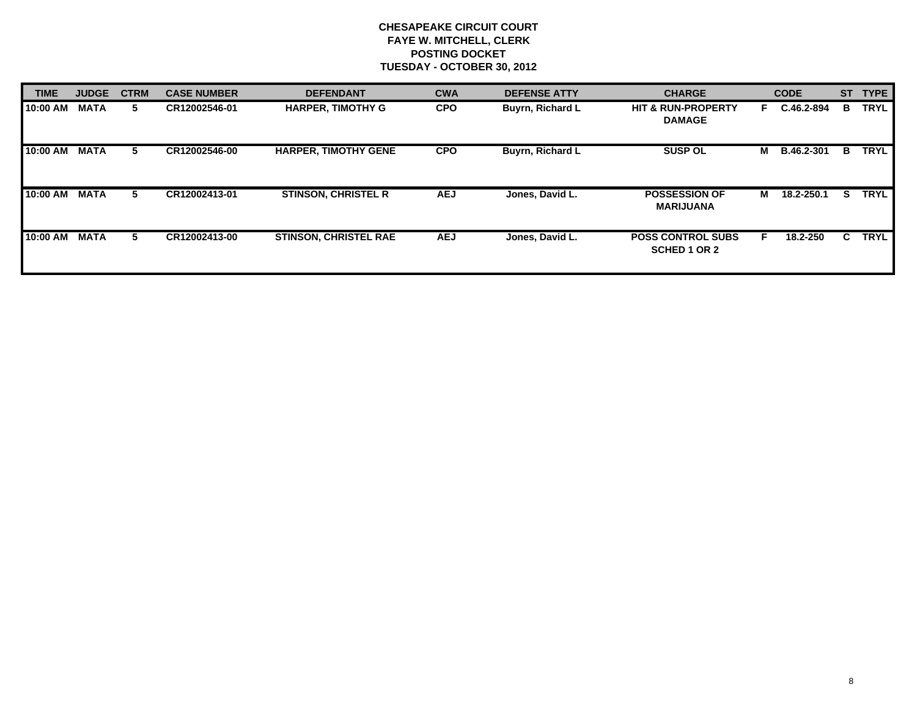**CHESAPEAKE CIRCUIT COURT**
**FAYE W. MITCHELL, CLERK**
**POSTING DOCKET**
**TUESDAY - OCTOBER 30, 2012**

| TIME | JUDGE | CTRM | CASE NUMBER | DEFENDANT | CWA | DEFENSE ATTY | CHARGE | | CODE | ST | TYPE |
|---|---|---|---|---|---|---|---|---|---|---|---|
| 10:00 AM | MATA | 5 | CR12002546-01 | HARPER, TIMOTHY G | CPO | Buyrn, Richard L | HIT & RUN-PROPERTY DAMAGE | F | C.46.2-894 | B | TRYL |
| 10:00 AM | MATA | 5 | CR12002546-00 | HARPER, TIMOTHY GENE | CPO | Buyrn, Richard L | SUSP OL | M | B.46.2-301 | B | TRYL |
| 10:00 AM | MATA | 5 | CR12002413-01 | STINSON, CHRISTEL R | AEJ | Jones, David L. | POSSESSION OF MARIJUANA | M | 18.2-250.1 | S | TRYL |
| 10:00 AM | MATA | 5 | CR12002413-00 | STINSON, CHRISTEL RAE | AEJ | Jones, David L. | POSS CONTROL SUBS SCHED 1 OR 2 | F | 18.2-250 | C | TRYL |